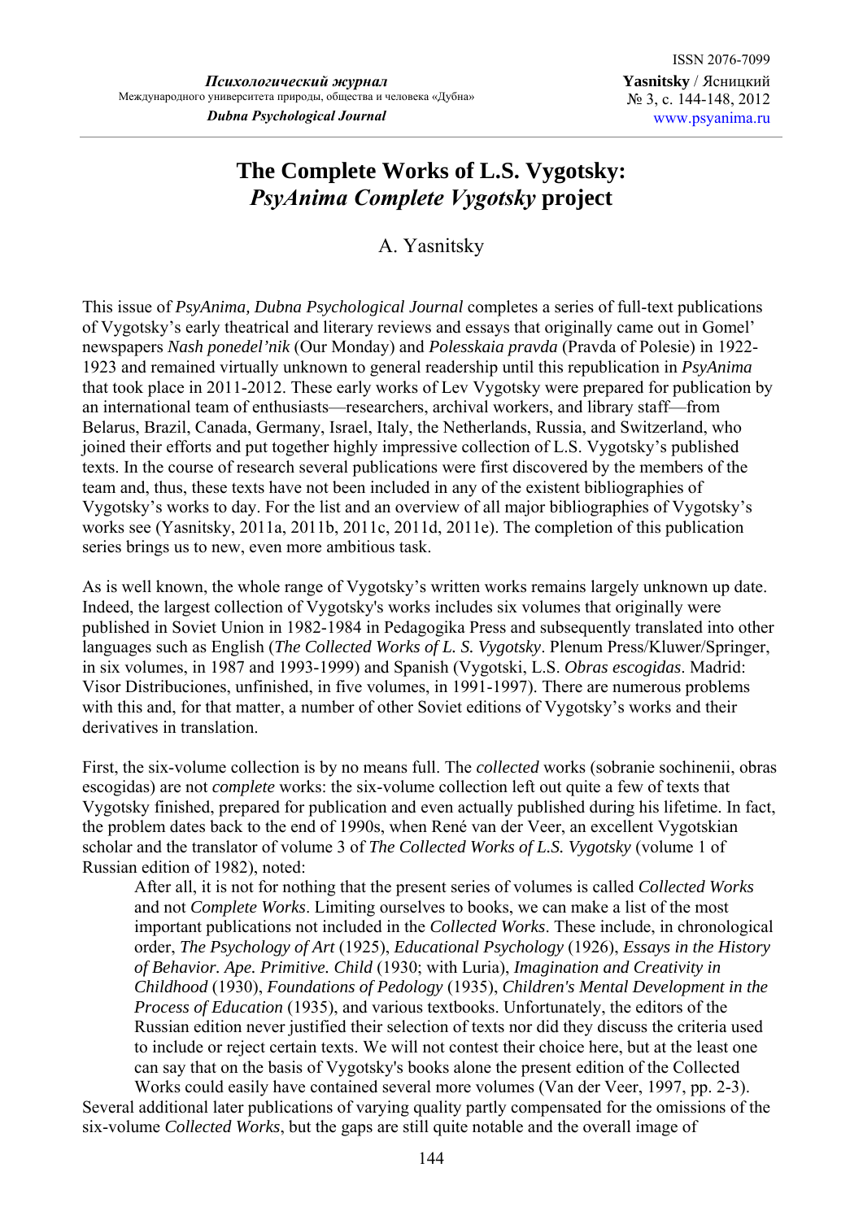# The Complete Works of L.S. Vygotsky: *PsyAnima Complete Vygotsky* project

A. Yasnitsky

This issue of *PsyAnima, Dubna Psychological Journal* completes a series of full-text publications of Vygotsky's early theatrical and literary reviews and essays that originally came out in Gomel' newspapers *Nash ponedel'nik* (Our Monday) and *Polesskaia pravda* (Pravda of Polesie) in 1922-1923 and remained virtually unknown to general readership until this republication in *PsyAnima* that took place in 2011-2012. These early works of Lev Vygotsky were prepared for publication by an international team of enthusiasts—researchers, archival workers, and library staff—from Belarus, Brazil, Canada, Germany, Israel, Italy, the Netherlands, Russia, and Switzerland, who joined their efforts and put together highly impressive collection of L.S. Vygotsky's published texts. In the course of research several publications were first discovered by the members of the team and, thus, these texts have not been included in any of the existent bibliographies of Vygotsky's works to day. For the list and an overview of all major bibliographies of Vygotsky's works see (Yasnitsky, 2011a, 2011b, 2011c, 2011d, 2011e). The completion of this publication series brings us to new, even more ambitious task.

As is well known, the whole range of Vygotsky's written works remains largely unknown up date. Indeed, the largest collection of Vygotsky's works includes six volumes that originally were published in Soviet Union in 1982-1984 in Pedagogika Press and subsequently translated into other languages such as English (*The Collected Works of L. S. Vygotsky*. Plenum Press/Kluwer/Springer, in six volumes, in 1987 and 1993-1999) and Spanish (Vygotski, L.S. *Obras escogidas*. Madrid: Visor Distribuciones, unfinished, in five volumes, in 1991-1997). There are numerous problems with this and, for that matter, a number of other Soviet editions of Vygotsky's works and their derivatives in translation.

First, the six-volume collection is by no means full. The *collected* works (sobranie sochinenii, obras escogidas) are not *complete* works: the six-volume collection left out quite a few of texts that Vygotsky finished, prepared for publication and even actually published during his lifetime. In fact, the problem dates back to the end of 1990s, when René van der Veer, an excellent Vygotskian scholar and the translator of volume 3 of *The Collected Works of L.S. Vygotsky* (volume 1 of Russian edition of 1982), noted:

> After all, it is not for nothing that the present series of volumes is called *Collected Works* and not *Complete Works*. Limiting ourselves to books, we can make a list of the most important publications not included in the *Collected Works*. These include, in chronological order, *The Psychology of Art* (1925), *Educational Psychology* (1926), *Essays in the History of Behavior. Ape. Primitive. Child* (1930; with Luria), *Imagination and Creativity in Childhood* (1930), *Foundations of Pedology* (1935), *Children's Mental Development in the Process of Education* (1935), and various textbooks. Unfortunately, the editors of the Russian edition never justified their selection of texts nor did they discuss the criteria used to include or reject certain texts. We will not contest their choice here, but at the least one can say that on the basis of Vygotsky's books alone the present edition of the Collected Works could easily have contained several more volumes (Van der Veer, 1997, pp. 2-3).

Several additional later publications of varying quality partly compensated for the omissions of the six-volume *Collected Works*, but the gaps are still quite notable and the overall image of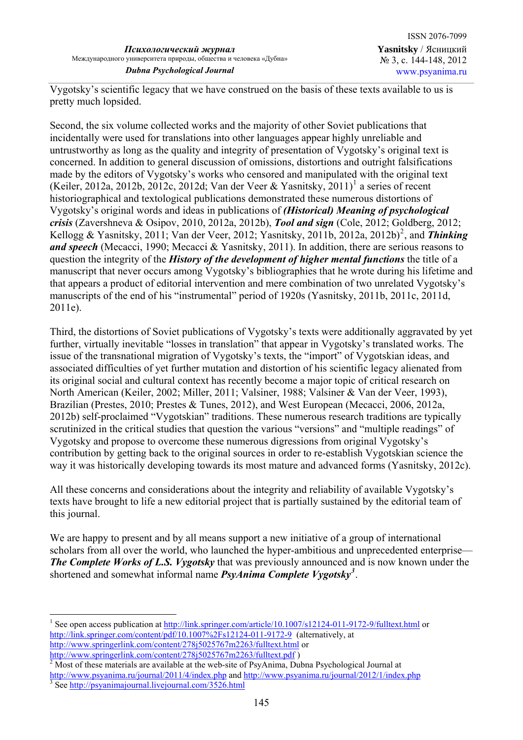Vygotsky's scientific legacy that we have construed on the basis of these texts available to us is pretty much lopsided.

Second, the six volume collected works and the majority of other Soviet publications that incidentally were used for translations into other languages appear highly unreliable and untrustworthy as long as the quality and integrity of presentation of Vygotsky's original text is concerned. In addition to general discussion of omissions, distortions and outright falsifications made by the editors of Vygotsky's works who censored and manipulated with the original text (Keiler, 2012a, 2012b, 2012c, 2012d; Van der Veer & Yasnitsky, 2011)[1] a series of recent historiographical and textological publications demonstrated these numerous distortions of Vygotsky's original words and ideas in publications of ***(Historical) Meaning of psychological crisis*** (Zavershneva & Osipov, 2010, 2012a, 2012b), ***Tool and sign*** (Cole, 2012; Goldberg, 2012; Kellogg & Yasnitsky, 2011; Van der Veer, 2012; Yasnitsky, 2011b, 2012a, 2012b)[2], and ***Thinking and speech*** (Mecacci, 1990; Mecacci & Yasnitsky, 2011). In addition, there are serious reasons to question the integrity of the ***History of the development of higher mental functions*** the title of a manuscript that never occurs among Vygotsky's bibliographies that he wrote during his lifetime and that appears a product of editorial intervention and mere combination of two unrelated Vygotsky's manuscripts of the end of his "instrumental" period of 1920s (Yasnitsky, 2011b, 2011c, 2011d, 2011e).

Third, the distortions of Soviet publications of Vygotsky's texts were additionally aggravated by yet further, virtually inevitable "losses in translation" that appear in Vygotsky's translated works. The issue of the transnational migration of Vygotsky's texts, the "import" of Vygotskian ideas, and associated difficulties of yet further mutation and distortion of his scientific legacy alienated from its original social and cultural context has recently become a major topic of critical research on North American (Keiler, 2002; Miller, 2011; Valsiner, 1988; Valsiner & Van der Veer, 1993), Brazilian (Prestes, 2010; Prestes & Tunes, 2012), and West European (Mecacci, 2006, 2012a, 2012b) self-proclaimed "Vygotskian" traditions. These numerous research traditions are typically scrutinized in the critical studies that question the various "versions" and "multiple readings" of Vygotsky and propose to overcome these numerous digressions from original Vygotsky's contribution by getting back to the original sources in order to re-establish Vygotskian science the way it was historically developing towards its most mature and advanced forms (Yasnitsky, 2012c).

All these concerns and considerations about the integrity and reliability of available Vygotsky's texts have brought to life a new editorial project that is partially sustained by the editorial team of this journal.

We are happy to present and by all means support a new initiative of a group of international scholars from all over the world, who launched the hyper-ambitious and unprecedented enterprise—***The Complete Works of L.S. Vygotsky*** that was previously announced and is now known under the shortened and somewhat informal name ***PsyAnima Complete Vygotsky***[3].

---

[1] See open access publication at http://link.springer.com/article/10.1007/s12124-011-9172-9/fulltext.html or http://link.springer.com/content/pdf/10.1007%2Fs12124-011-9172-9 (alternatively, at http://www.springerlink.com/content/278j5025767m2263/fulltext.html or http://www.springerlink.com/content/278j5025767m2263/fulltext.pdf )

[2] Most of these materials are available at the web-site of PsyAnima, Dubna Psychological Journal at http://www.psyanima.ru/journal/2011/4/index.php and http://www.psyanima.ru/journal/2012/1/index.php

[3] See http://psyanimajournal.livejournal.com/3526.html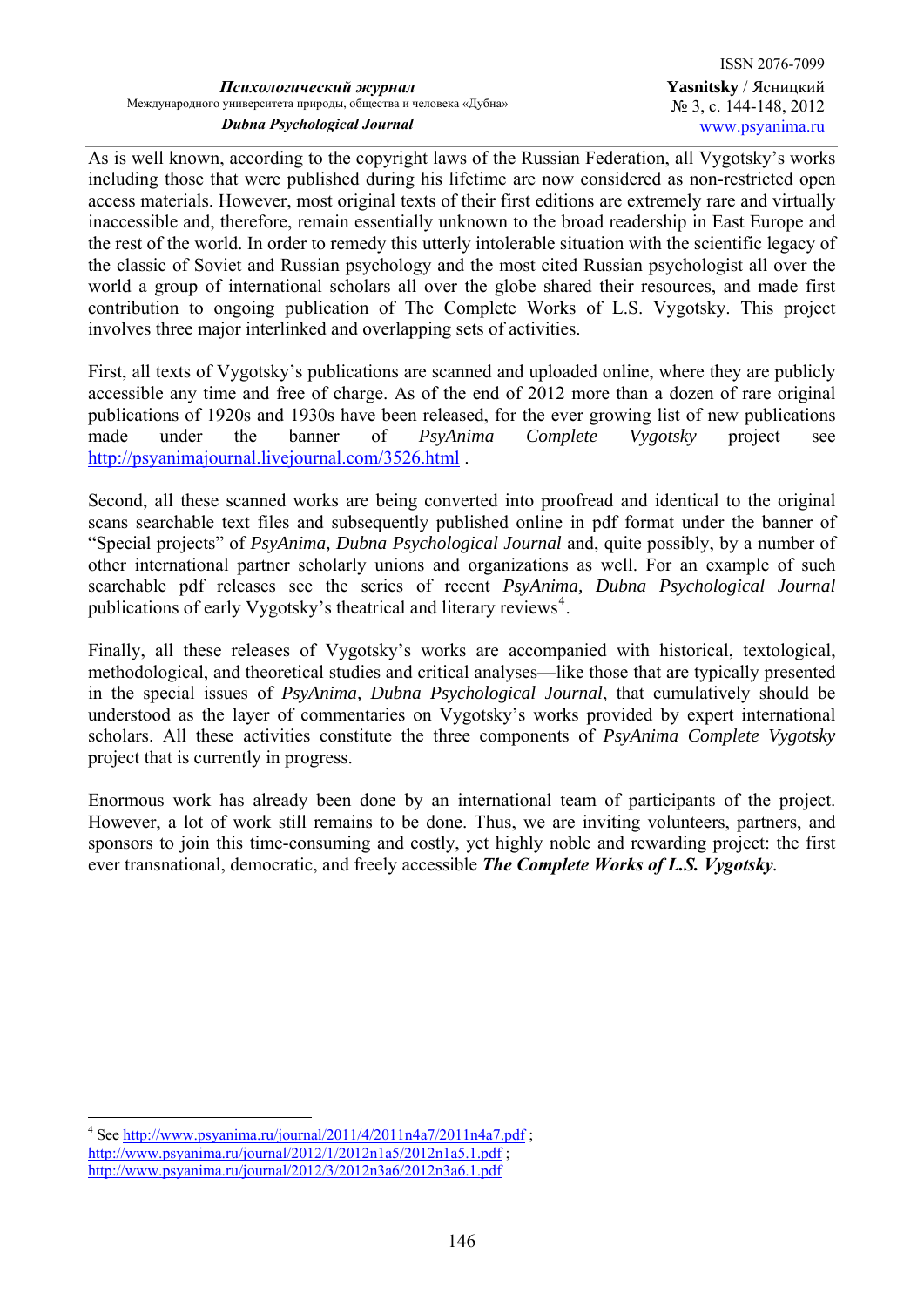As is well known, according to the copyright laws of the Russian Federation, all Vygotsky's works including those that were published during his lifetime are now considered as non-restricted open access materials. However, most original texts of their first editions are extremely rare and virtually inaccessible and, therefore, remain essentially unknown to the broad readership in East Europe and the rest of the world. In order to remedy this utterly intolerable situation with the scientific legacy of the classic of Soviet and Russian psychology and the most cited Russian psychologist all over the world a group of international scholars all over the globe shared their resources, and made first contribution to ongoing publication of The Complete Works of L.S. Vygotsky. This project involves three major interlinked and overlapping sets of activities.

First, all texts of Vygotsky's publications are scanned and uploaded online, where they are publicly accessible any time and free of charge. As of the end of 2012 more than a dozen of rare original publications of 1920s and 1930s have been released, for the ever growing list of new publications made under the banner of *PsyAnima Complete Vygotsky* project see http://psyanimajournal.livejournal.com/3526.html .

Second, all these scanned works are being converted into proofread and identical to the original scans searchable text files and subsequently published online in pdf format under the banner of "Special projects" of *PsyAnima, Dubna Psychological Journal* and, quite possibly, by a number of other international partner scholarly unions and organizations as well. For an example of such searchable pdf releases see the series of recent *PsyAnima, Dubna Psychological Journal* publications of early Vygotsky's theatrical and literary reviews[4].

Finally, all these releases of Vygotsky's works are accompanied with historical, textological, methodological, and theoretical studies and critical analyses—like those that are typically presented in the special issues of *PsyAnima, Dubna Psychological Journal*, that cumulatively should be understood as the layer of commentaries on Vygotsky's works provided by expert international scholars. All these activities constitute the three components of *PsyAnima Complete Vygotsky* project that is currently in progress.

Enormous work has already been done by an international team of participants of the project. However, a lot of work still remains to be done. Thus, we are inviting volunteers, partners, and sponsors to join this time-consuming and costly, yet highly noble and rewarding project: the first ever transnational, democratic, and freely accessible ***The Complete Works of L.S. Vygotsky***.

---

[4] See http://www.psyanima.ru/journal/2011/4/2011n4a7/2011n4a7.pdf ; http://www.psyanima.ru/journal/2012/1/2012n1a5/2012n1a5.1.pdf ; http://www.psyanima.ru/journal/2012/3/2012n3a6/2012n3a6.1.pdf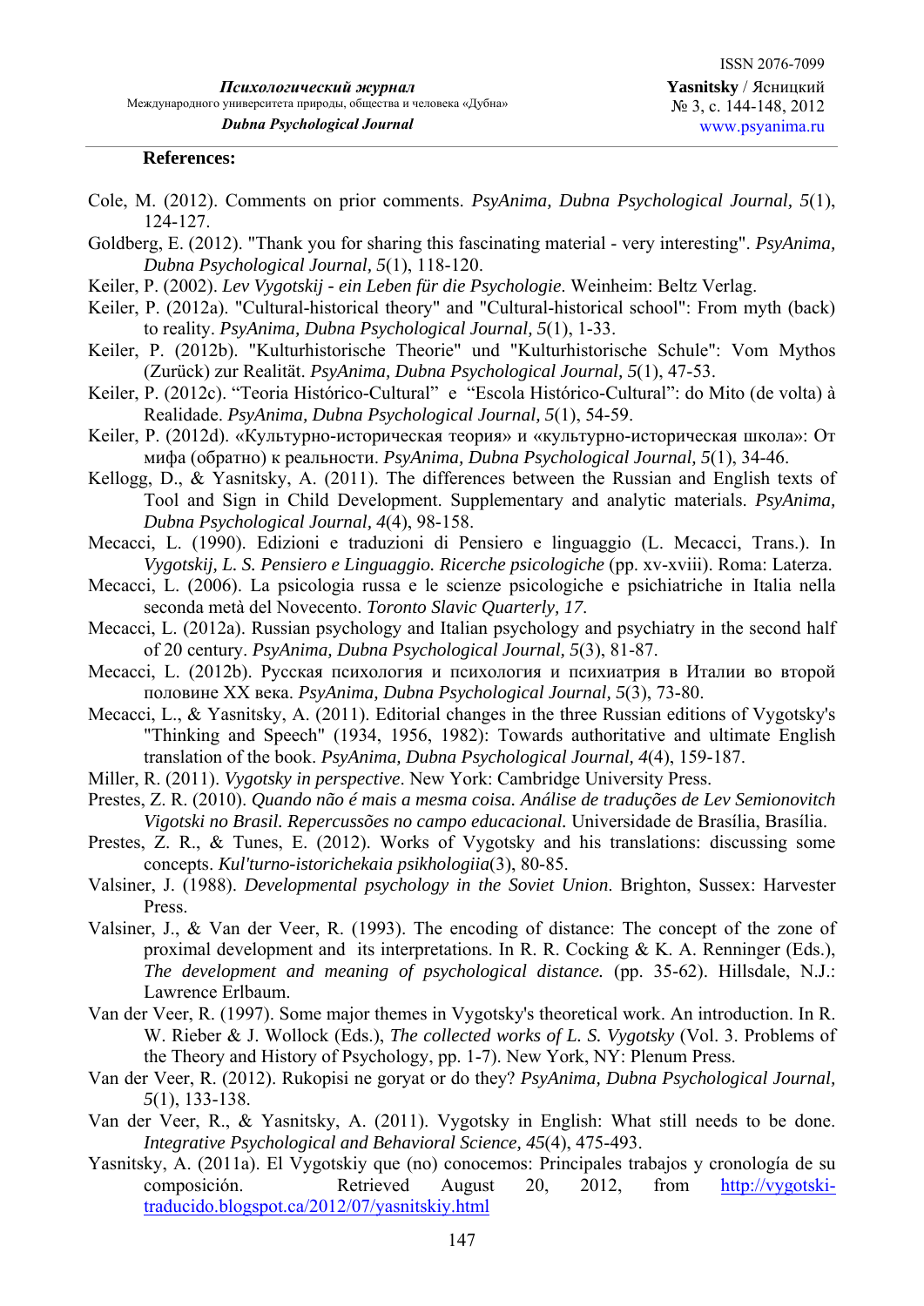**References:**

Cole, M. (2012). Comments on prior comments. *PsyAnima, Dubna Psychological Journal, 5*(1), 124-127.

Goldberg, E. (2012). "Thank you for sharing this fascinating material - very interesting". *PsyAnima, Dubna Psychological Journal, 5*(1), 118-120.

Keiler, P. (2002). *Lev Vygotskij - ein Leben für die Psychologie*. Weinheim: Beltz Verlag.

Keiler, P. (2012a). "Cultural-historical theory" and "Cultural-historical school": From myth (back) to reality. *PsyAnima, Dubna Psychological Journal, 5*(1), 1-33.

Keiler, P. (2012b). "Kulturhistorische Theorie" und "Kulturhistorische Schule": Vom Mythos (Zurück) zur Realität. *PsyAnima, Dubna Psychological Journal, 5*(1), 47-53.

Keiler, P. (2012c). "Teoria Histórico-Cultural" e "Escola Histórico-Cultural": do Mito (de volta) à Realidade. *PsyAnima, Dubna Psychological Journal, 5*(1), 54-59.

Keiler, P. (2012d). «Культурно-историческая теория» и «культурно-историческая школа»: От мифа (обратно) к реальности. *PsyAnima, Dubna Psychological Journal, 5*(1), 34-46.

Kellogg, D., & Yasnitsky, A. (2011). The differences between the Russian and English texts of Tool and Sign in Child Development. Supplementary and analytic materials. *PsyAnima, Dubna Psychological Journal, 4*(4), 98-158.

Mecacci, L. (1990). Edizioni e traduzioni di Pensiero e linguaggio (L. Mecacci, Trans.). In *Vygotskij, L. S. Pensiero e Linguaggio. Ricerche psicologiche* (pp. xv-xviii). Roma: Laterza.

Mecacci, L. (2006). La psicologia russa e le scienze psicologiche e psichiatriche in Italia nella seconda metà del Novecento. *Toronto Slavic Quarterly, 17*.

Mecacci, L. (2012a). Russian psychology and Italian psychology and psychiatry in the second half of 20 century. *PsyAnima, Dubna Psychological Journal, 5*(3), 81-87.

Mecacci, L. (2012b). Русская психология и психология и психиатрия в Италии во второй половине XX века. *PsyAnima, Dubna Psychological Journal, 5*(3), 73-80.

Mecacci, L., & Yasnitsky, A. (2011). Editorial changes in the three Russian editions of Vygotsky's "Thinking and Speech" (1934, 1956, 1982): Towards authoritative and ultimate English translation of the book. *PsyAnima, Dubna Psychological Journal, 4*(4), 159-187.

Miller, R. (2011). *Vygotsky in perspective*. New York: Cambridge University Press.

Prestes, Z. R. (2010). *Quando não é mais a mesma coisa. Análise de traduções de Lev Semionovitch Vigotski no Brasil. Repercussões no campo educacional.* Universidade de Brasília, Brasília.

Prestes, Z. R., & Tunes, E. (2012). Works of Vygotsky and his translations: discussing some concepts. *Kul'turno-istorichekaia psikhologiia*(3), 80-85.

Valsiner, J. (1988). *Developmental psychology in the Soviet Union*. Brighton, Sussex: Harvester Press.

Valsiner, J., & Van der Veer, R. (1993). The encoding of distance: The concept of the zone of proximal development and its interpretations. In R. R. Cocking & K. A. Renninger (Eds.), *The development and meaning of psychological distance.* (pp. 35-62). Hillsdale, N.J.: Lawrence Erlbaum.

Van der Veer, R. (1997). Some major themes in Vygotsky's theoretical work. An introduction. In R. W. Rieber & J. Wollock (Eds.), *The collected works of L. S. Vygotsky* (Vol. 3. Problems of the Theory and History of Psychology, pp. 1-7). New York, NY: Plenum Press.

Van der Veer, R. (2012). Rukopisi ne goryat or do they? *PsyAnima, Dubna Psychological Journal, 5*(1), 133-138.

Van der Veer, R., & Yasnitsky, A. (2011). Vygotsky in English: What still needs to be done. *Integrative Psychological and Behavioral Science, 45*(4), 475-493.

Yasnitsky, A. (2011a). El Vygotskiy que (no) conocemos: Principales trabajos y cronología de su composición. Retrieved August 20, 2012, from http://vygotski-traducido.blogspot.ca/2012/07/yasnitskiy.html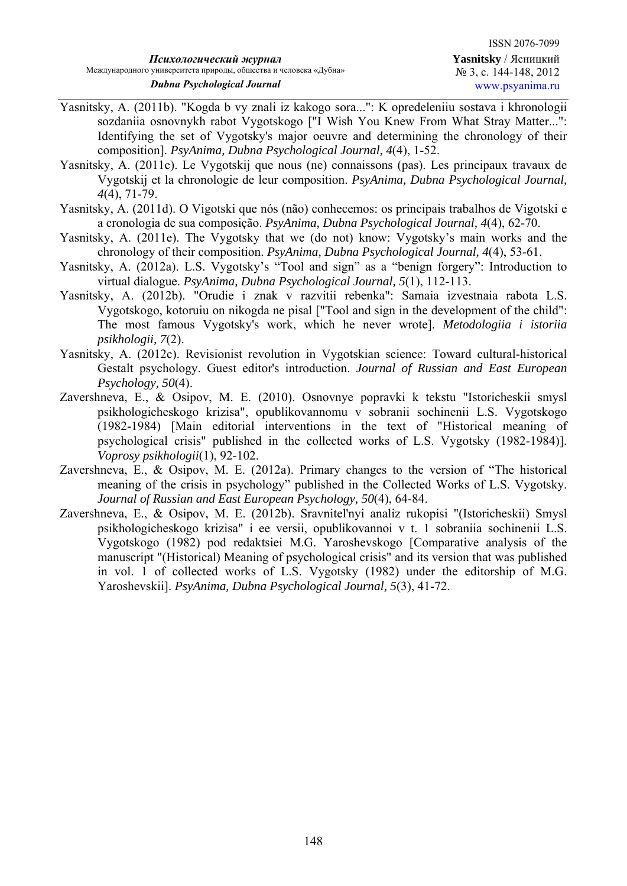Yasnitsky, A. (2011b). "Kogda b vy znali iz kakogo sora...": K opredeleniiu sostava i khronologii sozdaniia osnovnykh rabot Vygotskogo ["I Wish You Knew From What Stray Matter...": Identifying the set of Vygotsky's major oeuvre and determining the chronology of their composition]. *PsyAnima, Dubna Psychological Journal, 4*(4), 1-52.

Yasnitsky, A. (2011c). Le Vygotskij que nous (ne) connaissons (pas). Les principaux travaux de Vygotskij et la chronologie de leur composition. *PsyAnima, Dubna Psychological Journal, 4*(4), 71-79.

Yasnitsky, A. (2011d). O Vigotski que nós (não) conhecemos: os principais trabalhos de Vigotski e a cronologia de sua composição. *PsyAnima, Dubna Psychological Journal, 4*(4), 62-70.

Yasnitsky, A. (2011e). The Vygotsky that we (do not) know: Vygotsky's main works and the chronology of their composition. *PsyAnima, Dubna Psychological Journal, 4*(4), 53-61.

Yasnitsky, A. (2012a). L.S. Vygotsky's "Tool and sign" as a "benign forgery": Introduction to virtual dialogue. *PsyAnima, Dubna Psychological Journal, 5*(1), 112-113.

Yasnitsky, A. (2012b). "Orudie i znak v razvitii rebenka": Samaia izvestnaia rabota L.S. Vygotskogo, kotoruiu on nikogda ne pisal ["Tool and sign in the development of the child": The most famous Vygotsky's work, which he never wrote]. *Metodologiia i istoriia psikhologii, 7*(2).

Yasnitsky, A. (2012c). Revisionist revolution in Vygotskian science: Toward cultural-historical Gestalt psychology. Guest editor's introduction. *Journal of Russian and East European Psychology, 50*(4).

Zavershneva, E., & Osipov, M. E. (2010). Osnovnye popravki k tekstu "Istoricheskii smysl psikhologicheskogo krizisa", opublikovannomu v sobranii sochinenii L.S. Vygotskogo (1982-1984) [Main editorial interventions in the text of "Historical meaning of psychological crisis" published in the collected works of L.S. Vygotsky (1982-1984)]. *Voprosy psikhologii*(1), 92-102.

Zavershneva, E., & Osipov, M. E. (2012a). Primary changes to the version of "The historical meaning of the crisis in psychology" published in the Collected Works of L.S. Vygotsky. *Journal of Russian and East European Psychology, 50*(4), 64-84.

Zavershneva, E., & Osipov, M. E. (2012b). Sravnitel'nyi analiz rukopisi "(Istoricheskii) Smysl psikhologicheskogo krizisa" i ee versii, opublikovannoi v t. 1 sobraniia sochinenii L.S. Vygotskogo (1982) pod redaktsiei M.G. Yaroshevskogo [Comparative analysis of the manuscript "(Historical) Meaning of psychological crisis" and its version that was published in vol. 1 of collected works of L.S. Vygotsky (1982) under the editorship of M.G. Yaroshevskii]. *PsyAnima, Dubna Psychological Journal, 5*(3), 41-72.